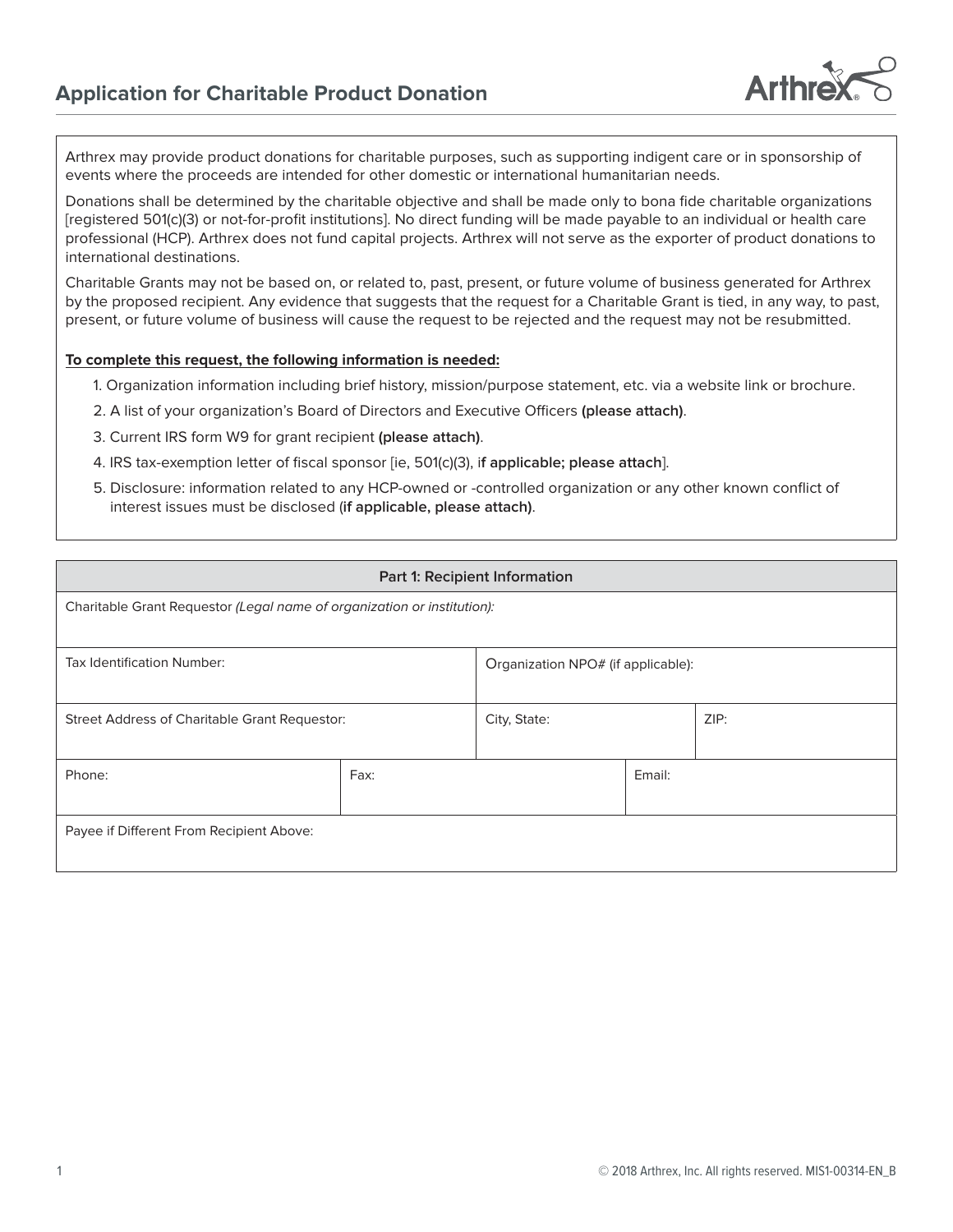# Application for Charitable Product Donation

Arthrex may provide product donations for charitable purposes, such as supporting indigent care or in sponsorship of events where the proceeds are intended for other domestic or international humanitarian needs.

Donations shall be determined by the charitable objective and shall be made only to bona fide charitable organizations [registered 501(c)(3) or not-for-profit institutions]. No direct funding will be made payable to an individual or health care professional (HCP). Arthrex does not fund capital projects. Arthrex will not serve as the exporter of product donations to international destinations.

Charitable Grants may not be based on, or related to, past, present, or future volume of business generated for Arthrex by the proposed recipient. Any evidence that suggests that the request for a Charitable Grant is tied, in any way, to past, present, or future volume of business will cause the request to be rejected and the request may not be resubmitted.

**To complete this request, the following information is needed:**

1. Organization information including brief history, mission/purpose statement, etc. via a website link or brochure.
2. A list of your organization's Board of Directors and Executive Officers **(please attach)**.
3. Current IRS form W9 for grant recipient **(please attach)**.
4. IRS tax-exemption letter of fiscal sponsor [ie, 501(c)(3), i**f applicable; please attach**].
5. Disclosure: information related to any HCP-owned or -controlled organization or any other known conflict of interest issues must be disclosed (**if applicable, please attach)**.

| Part 1: Recipient Information | | | | |
|---|---|---|---|---|
| Charitable Grant Requestor *(Legal name of organization or institution):* | | | | |
| Tax Identification Number: | | Organization NPO# (if applicable): | | |
| Street Address of Charitable Grant Requestor: | | City, State: | | ZIP: |
| Phone: | Fax: | | Email: | |
| Payee if Different From Recipient Above: | | | | |

© 2018 Arthrex, Inc. All rights reserved. MIS1-00314-EN_B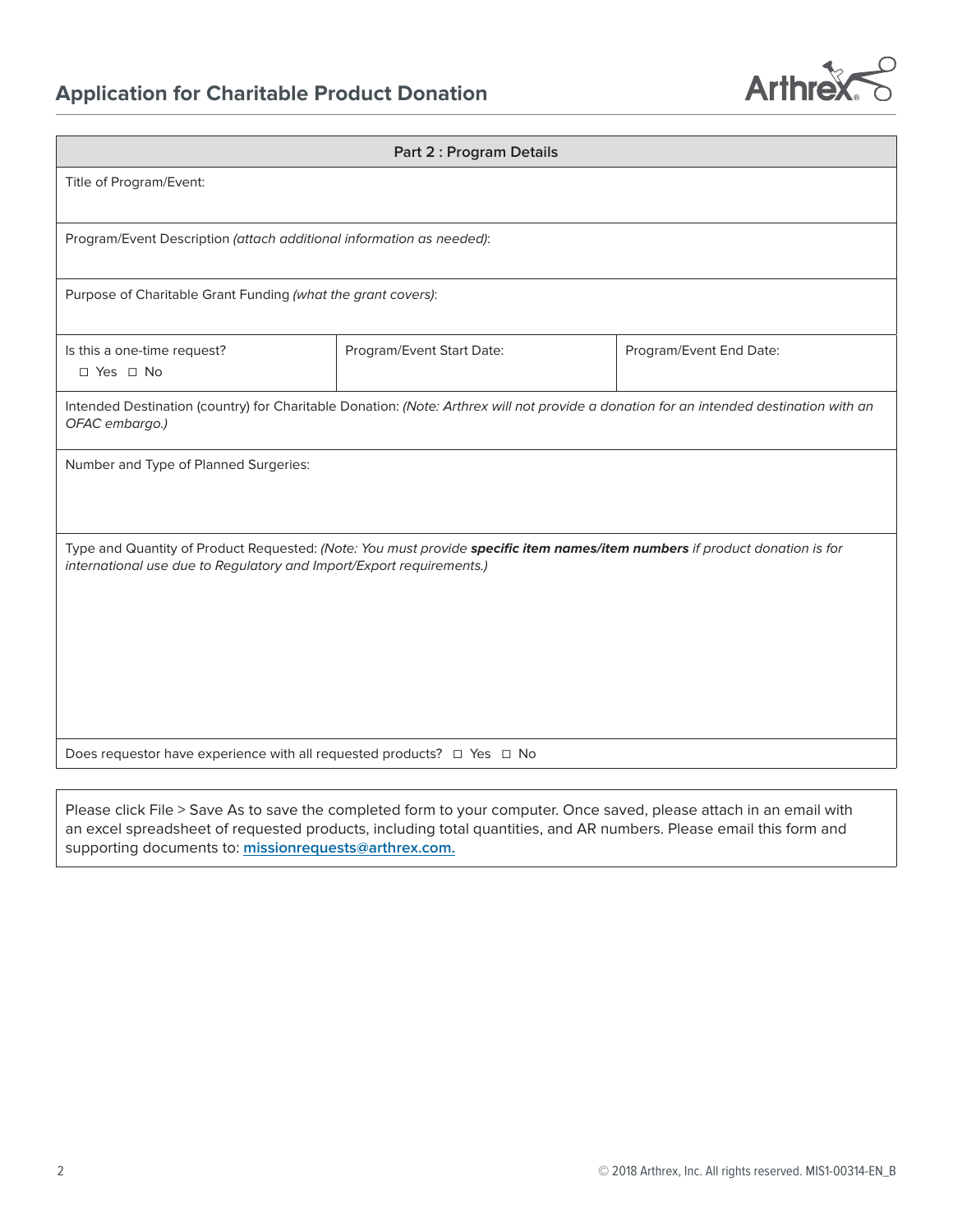## Application for Charitable Product Donation

| Part 2 : Program Details | | |
|---|---|---|
| Title of Program/Event: | | |
| Program/Event Description *(attach additional information as needed)*: | | |
| Purpose of Charitable Grant Funding *(what the grant covers)*: | | |
| Is this a one-time request? ☐ Yes ☐ No | Program/Event Start Date: | Program/Event End Date: |
| Intended Destination (country) for Charitable Donation: *(Note: Arthrex will not provide a donation for an intended destination with an OFAC embargo.)* | | |
| Number and Type of Planned Surgeries: | | |
| Type and Quantity of Product Requested: *(Note: You must provide* ***specific item names/item numbers*** *if product donation is for international use due to Regulatory and Import/Export requirements.)* | | |
| Does requestor have experience with all requested products? ☐ Yes ☐ No | | |

Please click File > Save As to save the completed form to your computer. Once saved, please attach in an email with an excel spreadsheet of requested products, including total quantities, and AR numbers. Please email this form and supporting documents to: **missionrequests@arthrex.com.**

© 2018 Arthrex, Inc. All rights reserved. MIS1-00314-EN_B